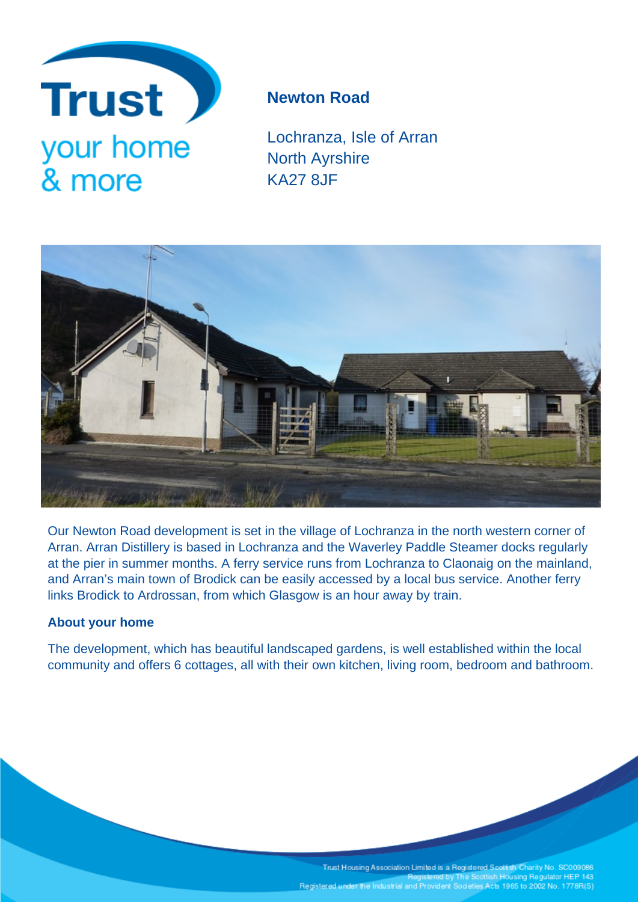Trust
your home
& more

# Newton Road

Lochranza, Isle of Arran
North Ayrshire
KA27 8JF

Our Newton Road development is set in the village of Lochranza in the north western corner of Arran. Arran Distillery is based in Lochranza and the Waverley Paddle Steamer docks regularly at the pier in summer months. A ferry service runs from Lochranza to Claonaig on the mainland, and Arran's main town of Brodick can be easily accessed by a local bus service. Another ferry links Brodick to Ardrossan, from which Glasgow is an hour away by train.

## About your home

The development, which has beautiful landscaped gardens, is well established within the local community and offers 6 cottages, all with their own kitchen, living room, bedroom and bathroom.

Trust Housing Association Limited is a Registered Scottish Charity No. SC009086
Registered by The Scottish Housing Regulator HEP 143
Registered under the Industrial and Provident Societies Acts 1965 to 2002 No. 1778R(S)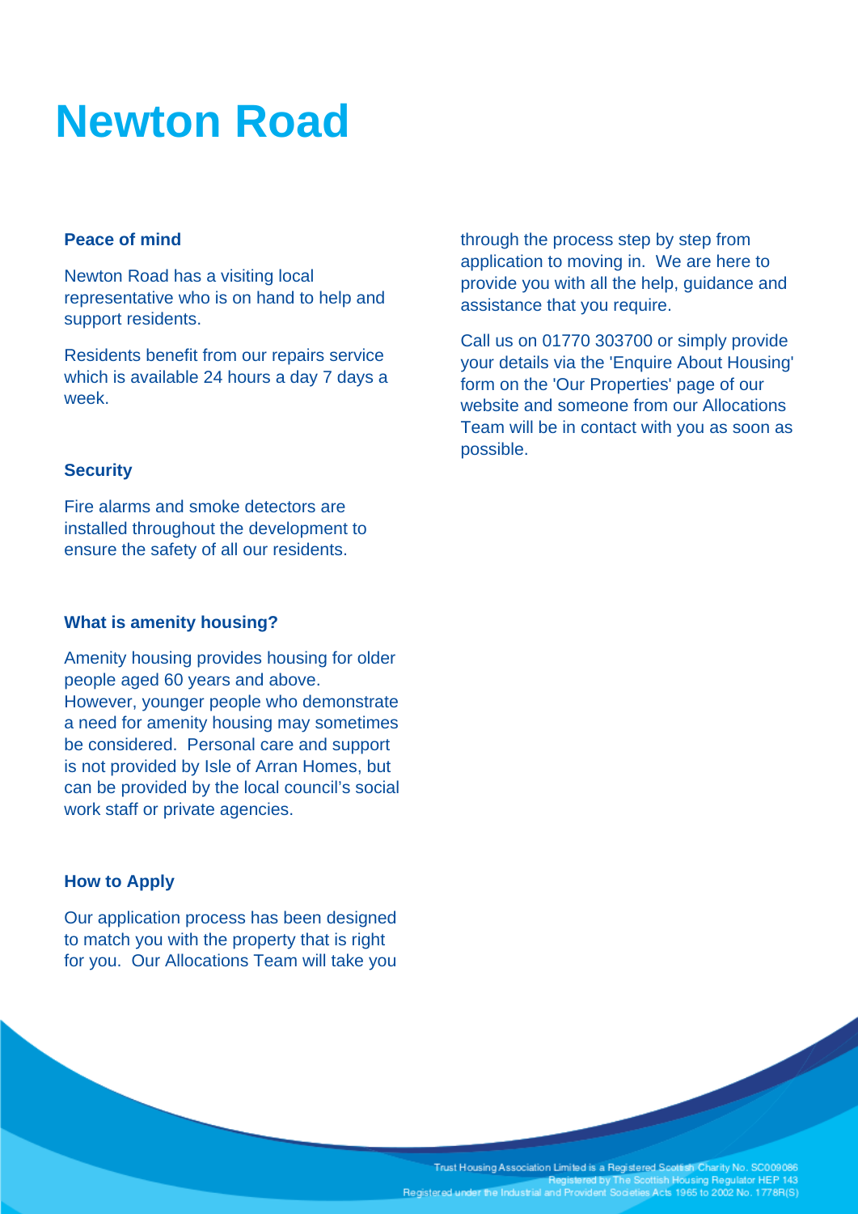# Newton Road

### Peace of mind

Newton Road has a visiting local representative who is on hand to help and support residents.

Residents benefit from our repairs service which is available 24 hours a day 7 days a week.

### Security

Fire alarms and smoke detectors are installed throughout the development to ensure the safety of all our residents.

### What is amenity housing?

Amenity housing provides housing for older people aged 60 years and above. However, younger people who demonstrate a need for amenity housing may sometimes be considered. Personal care and support is not provided by Isle of Arran Homes, but can be provided by the local council's social work staff or private agencies.

### How to Apply

Our application process has been designed to match you with the property that is right for you. Our Allocations Team will take you through the process step by step from application to moving in. We are here to provide you with all the help, guidance and assistance that you require.

Call us on 01770 303700 or simply provide your details via the 'Enquire About Housing' form on the 'Our Properties' page of our website and someone from our Allocations Team will be in contact with you as soon as possible.

Trust Housing Association Limited is a Registered Scottish Charity No. SC009086
Registered by The Scottish Housing Regulator HEP 143
Registered under the Industrial and Provident Societies Acts 1965 to 2002 No. 1778R(S)